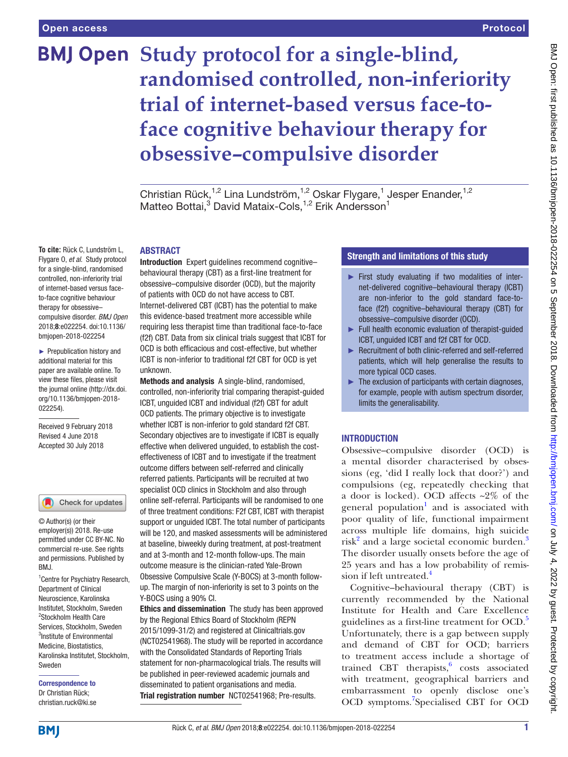# Study protocol for a single-blind, randomised controlled, non-inferiority trial of internet-based versus face-to-face cognitive behaviour therapy for obsessive–compulsive disorder

Christian Rück,[1,2] Lina Lundström,[1,2] Oskar Flygare,[1] Jesper Enander,[1,2] Matteo Bottai,[3] David Mataix-Cols,[1,2] Erik Andersson[1]

**To cite:** Rück C, Lundström L, Flygare O, *et al*. Study protocol for a single-blind, randomised controlled, non-inferiority trial of internet-based versus face-to-face cognitive behaviour therapy for obsessive–compulsive disorder. *BMJ Open* 2018;**8**:e022254. doi:10.1136/bmjopen-2018-022254

► Prepublication history and additional material for this paper are available online. To view these files, please visit the journal online (http://dx.doi.org/10.1136/bmjopen-2018-022254).

Received 9 February 2018
Revised 4 June 2018
Accepted 30 July 2018

© Author(s) (or their employer(s)) 2018. Re-use permitted under CC BY-NC. No commercial re-use. See rights and permissions. Published by BMJ.

[1]Centre for Psychiatry Research, Department of Clinical Neuroscience, Karolinska Institutet, Stockholm, Sweden
[2]Stockholm Health Care Services, Stockholm, Sweden
[3]Institute of Environmental Medicine, Biostatistics, Karolinska Institutet, Stockholm, Sweden

**Correspondence to**
Dr Christian Rück;
christian.ruck@ki.se

## ABSTRACT

**Introduction** Expert guidelines recommend cognitive–behavioural therapy (CBT) as a first-line treatment for obsessive–compulsive disorder (OCD), but the majority of patients with OCD do not have access to CBT. Internet-delivered CBT (ICBT) has the potential to make this evidence-based treatment more accessible while requiring less therapist time than traditional face-to-face (f2f) CBT. Data from six clinical trials suggest that ICBT for OCD is both efficacious and cost-effective, but whether ICBT is non-inferior to traditional f2f CBT for OCD is yet unknown.

**Methods and analysis** A single-blind, randomised, controlled, non-inferiority trial comparing therapist-guided ICBT, unguided ICBT and individual (f2f) CBT for adult OCD patients. The primary objective is to investigate whether ICBT is non-inferior to gold standard f2f CBT. Secondary objectives are to investigate if ICBT is equally effective when delivered unguided, to establish the cost-effectiveness of ICBT and to investigate if the treatment outcome differs between self-referred and clinically referred patients. Participants will be recruited at two specialist OCD clinics in Stockholm and also through online self-referral. Participants will be randomised to one of three treatment conditions: F2f CBT, ICBT with therapist support or unguided ICBT. The total number of participants will be 120, and masked assessments will be administered at baseline, biweekly during treatment, at post-treatment and at 3-month and 12-month follow-ups. The main outcome measure is the clinician-rated Yale-Brown Obsessive Compulsive Scale (Y-BOCS) at 3-month follow-up. The margin of non-inferiority is set to 3 points on the Y-BOCS using a 90% CI.

**Ethics and dissemination** The study has been approved by the Regional Ethics Board of Stockholm (REPN 2015/1099-31/2) and registered at Clinicaltrials.gov (NCT02541968). The study will be reported in accordance with the Consolidated Standards of Reporting Trials statement for non-pharmacological trials. The results will be published in peer-reviewed academic journals and disseminated to patient organisations and media.

**Trial registration number** NCT02541968; Pre-results.

## Strength and limitations of this study

- ► First study evaluating if two modalities of internet-delivered cognitive–behavioural therapy (ICBT) are non-inferior to the gold standard face-to-face (f2f) cognitive–behavioural therapy (CBT) for obsessive–compulsive disorder (OCD).
- ► Full health economic evaluation of therapist-guided ICBT, unguided ICBT and f2f CBT for OCD.
- ► Recruitment of both clinic-referred and self-referred patients, which will help generalise the results to more typical OCD cases.
- ► The exclusion of participants with certain diagnoses, for example, people with autism spectrum disorder, limits the generalisability.

## INTRODUCTION

Obsessive–compulsive disorder (OCD) is a mental disorder characterised by obsessions (eg, 'did I really lock that door?') and compulsions (eg, repeatedly checking that a door is locked). OCD affects ~2% of the general population[1] and is associated with poor quality of life, functional impairment across multiple life domains, high suicide risk[2] and a large societal economic burden.[3] The disorder usually onsets before the age of 25 years and has a low probability of remission if left untreated.[4]

Cognitive–behavioural therapy (CBT) is currently recommended by the National Institute for Health and Care Excellence guidelines as a first-line treatment for OCD.[5] Unfortunately, there is a gap between supply and demand of CBT for OCD; barriers to treatment access include a shortage of trained CBT therapists,[6] costs associated with treatment, geographical barriers and embarrassment to openly disclose one's OCD symptoms.[7] Specialised CBT for OCD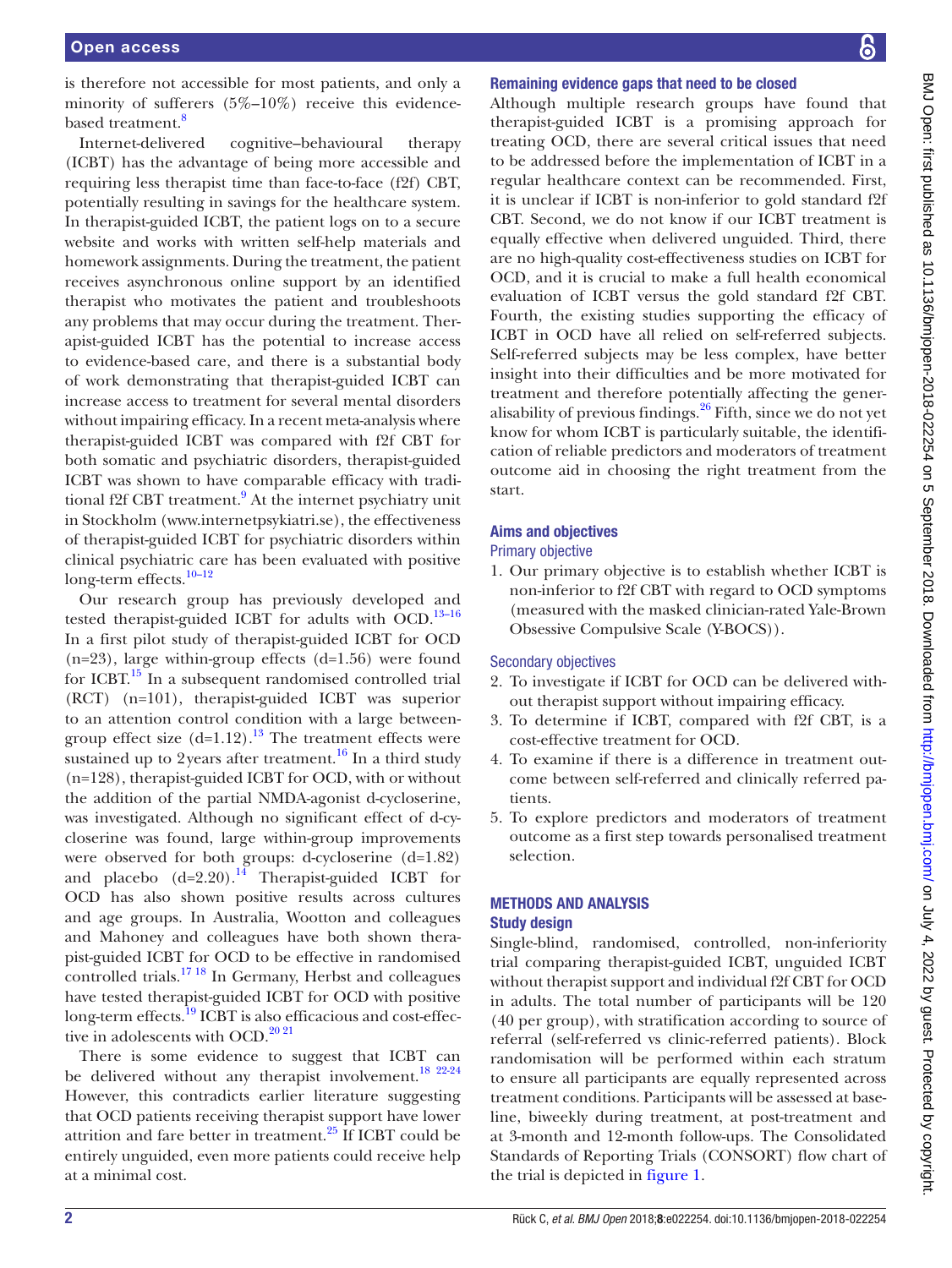is therefore not accessible for most patients, and only a minority of sufferers (5%–10%) receive this evidence-based treatment.[8]

Internet-delivered cognitive–behavioural therapy (ICBT) has the advantage of being more accessible and requiring less therapist time than face-to-face (f2f) CBT, potentially resulting in savings for the healthcare system. In therapist-guided ICBT, the patient logs on to a secure website and works with written self-help materials and homework assignments. During the treatment, the patient receives asynchronous online support by an identified therapist who motivates the patient and troubleshoots any problems that may occur during the treatment. Therapist-guided ICBT has the potential to increase access to evidence-based care, and there is a substantial body of work demonstrating that therapist-guided ICBT can increase access to treatment for several mental disorders without impairing efficacy. In a recent meta-analysis where therapist-guided ICBT was compared with f2f CBT for both somatic and psychiatric disorders, therapist-guided ICBT was shown to have comparable efficacy with traditional f2f CBT treatment.[9] At the internet psychiatry unit in Stockholm (www.internetpsykiatri.se), the effectiveness of therapist-guided ICBT for psychiatric disorders within clinical psychiatric care has been evaluated with positive long-term effects.[10–12]

Our research group has previously developed and tested therapist-guided ICBT for adults with OCD.[13–16] In a first pilot study of therapist-guided ICBT for OCD (n=23), large within-group effects (d=1.56) were found for ICBT.[15] In a subsequent randomised controlled trial (RCT) (n=101), therapist-guided ICBT was superior to an attention control condition with a large between-group effect size (d=1.12).[13] The treatment effects were sustained up to 2 years after treatment.[16] In a third study (n=128), therapist-guided ICBT for OCD, with or without the addition of the partial NMDA-agonist d-cycloserine, was investigated. Although no significant effect of d-cycloserine was found, large within-group improvements were observed for both groups: d-cycloserine (d=1.82) and placebo (d=2.20).[14] Therapist-guided ICBT for OCD has also shown positive results across cultures and age groups. In Australia, Wootton and colleagues and Mahoney and colleagues have both shown therapist-guided ICBT for OCD to be effective in randomised controlled trials.[17 18] In Germany, Herbst and colleagues have tested therapist-guided ICBT for OCD with positive long-term effects.[19] ICBT is also efficacious and cost-effective in adolescents with OCD.[20 21]

There is some evidence to suggest that ICBT can be delivered without any therapist involvement.[18 22-24] However, this contradicts earlier literature suggesting that OCD patients receiving therapist support have lower attrition and fare better in treatment.[25] If ICBT could be entirely unguided, even more patients could receive help at a minimal cost.

### Remaining evidence gaps that need to be closed

Although multiple research groups have found that therapist-guided ICBT is a promising approach for treating OCD, there are several critical issues that need to be addressed before the implementation of ICBT in a regular healthcare context can be recommended. First, it is unclear if ICBT is non-inferior to gold standard f2f CBT. Second, we do not know if our ICBT treatment is equally effective when delivered unguided. Third, there are no high-quality cost-effectiveness studies on ICBT for OCD, and it is crucial to make a full health economical evaluation of ICBT versus the gold standard f2f CBT. Fourth, the existing studies supporting the efficacy of ICBT in OCD have all relied on self-referred subjects. Self-referred subjects may be less complex, have better insight into their difficulties and be more motivated for treatment and therefore potentially affecting the generalisability of previous findings.[26] Fifth, since we do not yet know for whom ICBT is particularly suitable, the identification of reliable predictors and moderators of treatment outcome aid in choosing the right treatment from the start.

### Aims and objectives

#### Primary objective

1. Our primary objective is to establish whether ICBT is non-inferior to f2f CBT with regard to OCD symptoms (measured with the masked clinician-rated Yale-Brown Obsessive Compulsive Scale (Y-BOCS)).

#### Secondary objectives

2. To investigate if ICBT for OCD can be delivered without therapist support without impairing efficacy.
3. To determine if ICBT, compared with f2f CBT, is a cost-effective treatment for OCD.
4. To examine if there is a difference in treatment outcome between self-referred and clinically referred patients.
5. To explore predictors and moderators of treatment outcome as a first step towards personalised treatment selection.

## METHODS AND ANALYSIS

### Study design

Single-blind, randomised, controlled, non-inferiority trial comparing therapist-guided ICBT, unguided ICBT without therapist support and individual f2f CBT for OCD in adults. The total number of participants will be 120 (40 per group), with stratification according to source of referral (self-referred vs clinic-referred patients). Block randomisation will be performed within each stratum to ensure all participants are equally represented across treatment conditions. Participants will be assessed at baseline, biweekly during treatment, at post-treatment and at 3-month and 12-month follow-ups. The Consolidated Standards of Reporting Trials (CONSORT) flow chart of the trial is depicted in figure 1.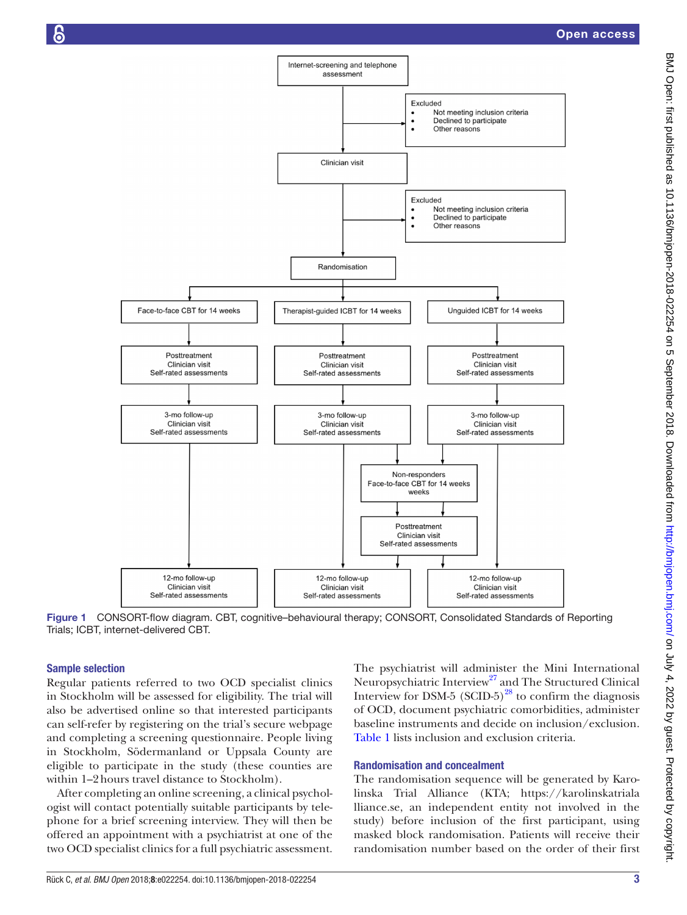Figure 1 CONSORT-flow diagram. CBT, cognitive–behavioural therapy; CONSORT, Consolidated Standards of Reporting Trials; ICBT, internet-delivered CBT.

## Sample selection

Regular patients referred to two OCD specialist clinics in Stockholm will be assessed for eligibility. The trial will also be advertised online so that interested participants can self-refer by registering on the trial's secure webpage and completing a screening questionnaire. People living in Stockholm, Södermanland or Uppsala County are eligible to participate in the study (these counties are within 1–2 hours travel distance to Stockholm).

After completing an online screening, a clinical psychologist will contact potentially suitable participants by telephone for a brief screening interview. They will then be offered an appointment with a psychiatrist at one of the two OCD specialist clinics for a full psychiatric assessment. The psychiatrist will administer the Mini International Neuropsychiatric Interview[27] and The Structured Clinical Interview for DSM-5 (SCID-5)[28] to confirm the diagnosis of OCD, document psychiatric comorbidities, administer baseline instruments and decide on inclusion/exclusion. Table 1 lists inclusion and exclusion criteria.

## Randomisation and concealment

The randomisation sequence will be generated by Karolinska Trial Alliance (KTA; https://karolinskatrialalliance.se, an independent entity not involved in the study) before inclusion of the first participant, using masked block randomisation. Patients will receive their randomisation number based on the order of their first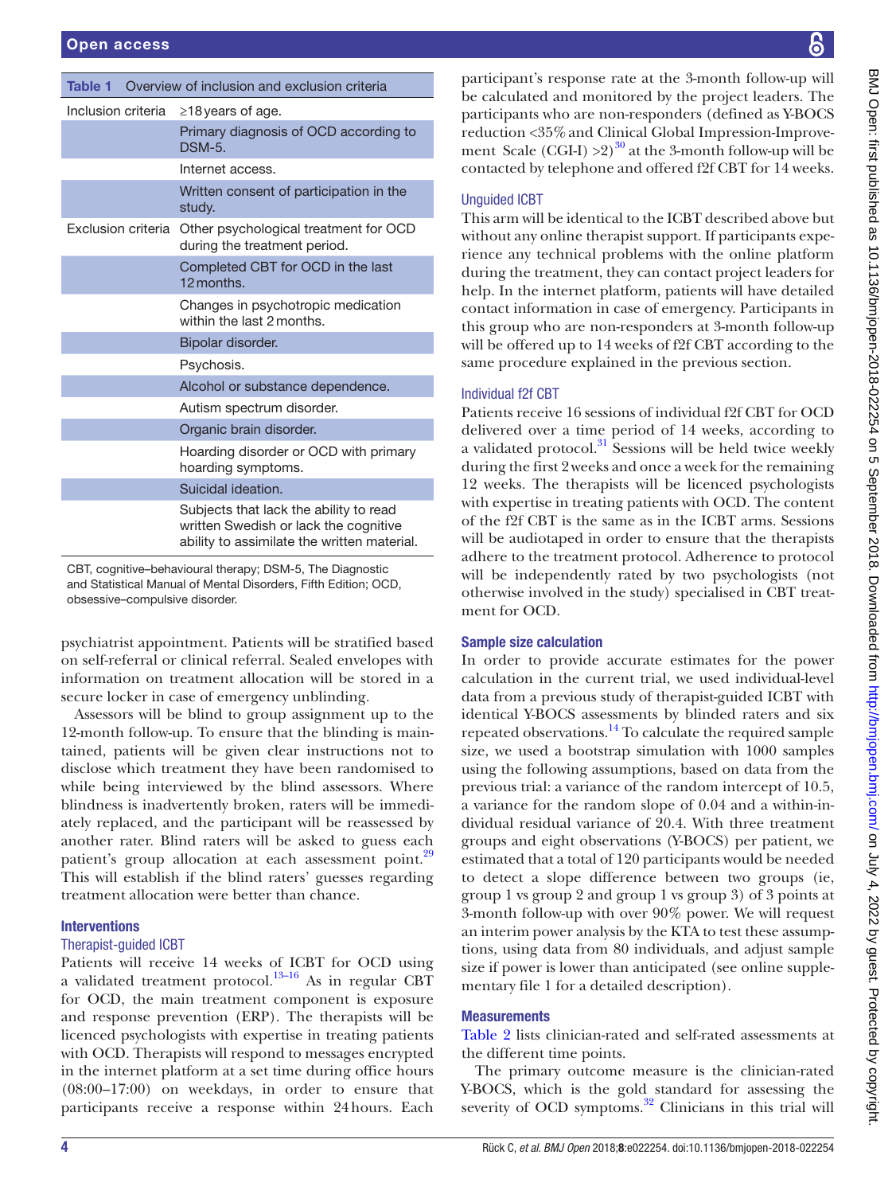**Table 1** Overview of inclusion and exclusion criteria

| | |
|---|---|
| Inclusion criteria | ≥18 years of age. |
| | Primary diagnosis of OCD according to DSM-5. |
| | Internet access. |
| | Written consent of participation in the study. |
| Exclusion criteria | Other psychological treatment for OCD during the treatment period. |
| | Completed CBT for OCD in the last 12 months. |
| | Changes in psychotropic medication within the last 2 months. |
| | Bipolar disorder. |
| | Psychosis. |
| | Alcohol or substance dependence. |
| | Autism spectrum disorder. |
| | Organic brain disorder. |
| | Hoarding disorder or OCD with primary hoarding symptoms. |
| | Suicidal ideation. |
| | Subjects that lack the ability to read written Swedish or lack the cognitive ability to assimilate the written material. |

CBT, cognitive–behavioural therapy; DSM-5, The Diagnostic and Statistical Manual of Mental Disorders, Fifth Edition; OCD, obsessive–compulsive disorder.

psychiatrist appointment. Patients will be stratified based on self-referral or clinical referral. Sealed envelopes with information on treatment allocation will be stored in a secure locker in case of emergency unblinding.

Assessors will be blind to group assignment up to the 12-month follow-up. To ensure that the blinding is maintained, patients will be given clear instructions not to disclose which treatment they have been randomised to while being interviewed by the blind assessors. Where blindness is inadvertently broken, raters will be immediately replaced, and the participant will be reassessed by another rater. Blind raters will be asked to guess each patient's group allocation at each assessment point.[29] This will establish if the blind raters' guesses regarding treatment allocation were better than chance.

## Interventions

### Therapist-guided ICBT

Patients will receive 14 weeks of ICBT for OCD using a validated treatment protocol.[13–16] As in regular CBT for OCD, the main treatment component is exposure and response prevention (ERP). The therapists will be licenced psychologists with expertise in treating patients with OCD. Therapists will respond to messages encrypted in the internet platform at a set time during office hours (08:00–17:00) on weekdays, in order to ensure that participants receive a response within 24 hours. Each participant's response rate at the 3-month follow-up will be calculated and monitored by the project leaders. The participants who are non-responders (defined as Y-BOCS reduction <35% and Clinical Global Impression-Improvement Scale (CGI-I) >2)[30] at the 3-month follow-up will be contacted by telephone and offered f2f CBT for 14 weeks.

### Unguided ICBT

This arm will be identical to the ICBT described above but without any online therapist support. If participants experience any technical problems with the online platform during the treatment, they can contact project leaders for help. In the internet platform, patients will have detailed contact information in case of emergency. Participants in this group who are non-responders at 3-month follow-up will be offered up to 14 weeks of f2f CBT according to the same procedure explained in the previous section.

### Individual f2f CBT

Patients receive 16 sessions of individual f2f CBT for OCD delivered over a time period of 14 weeks, according to a validated protocol.[31] Sessions will be held twice weekly during the first 2 weeks and once a week for the remaining 12 weeks. The therapists will be licenced psychologists with expertise in treating patients with OCD. The content of the f2f CBT is the same as in the ICBT arms. Sessions will be audiotaped in order to ensure that the therapists adhere to the treatment protocol. Adherence to protocol will be independently rated by two psychologists (not otherwise involved in the study) specialised in CBT treatment for OCD.

## Sample size calculation

In order to provide accurate estimates for the power calculation in the current trial, we used individual-level data from a previous study of therapist-guided ICBT with identical Y-BOCS assessments by blinded raters and six repeated observations.[14] To calculate the required sample size, we used a bootstrap simulation with 1000 samples using the following assumptions, based on data from the previous trial: a variance of the random intercept of 10.5, a variance for the random slope of 0.04 and a within-individual residual variance of 20.4. With three treatment groups and eight observations (Y-BOCS) per patient, we estimated that a total of 120 participants would be needed to detect a slope difference between two groups (ie, group 1 vs group 2 and group 1 vs group 3) of 3 points at 3-month follow-up with over 90% power. We will request an interim power analysis by the KTA to test these assumptions, using data from 80 individuals, and adjust sample size if power is lower than anticipated (see online supplementary file 1 for a detailed description).

## Measurements

Table 2 lists clinician-rated and self-rated assessments at the different time points.

The primary outcome measure is the clinician-rated Y-BOCS, which is the gold standard for assessing the severity of OCD symptoms.[32] Clinicians in this trial will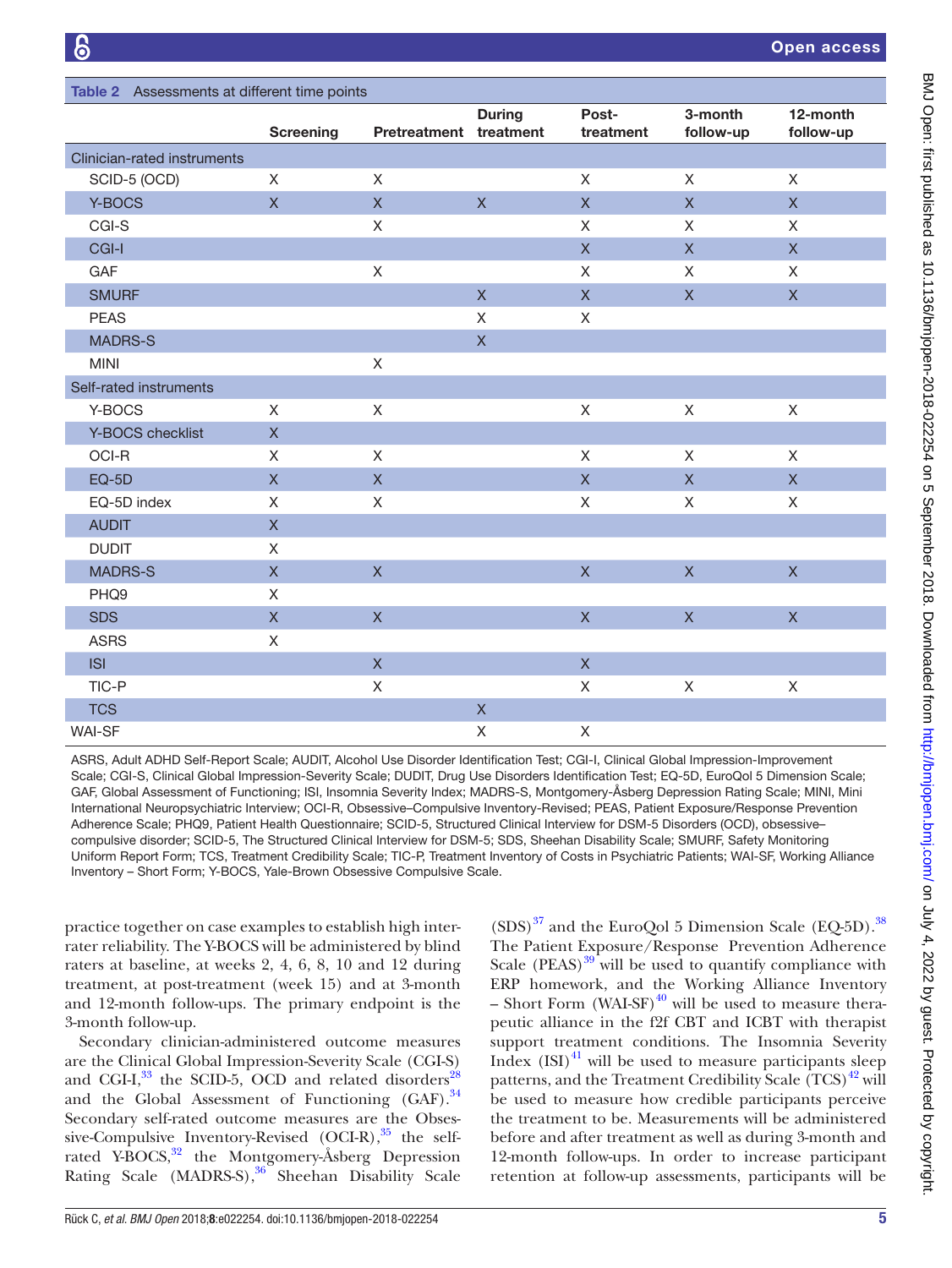**Table 2** Assessments at different time points

| | Screening | Pretreatment | During treatment | Post-treatment | 3-month follow-up | 12-month follow-up |
|---|---|---|---|---|---|---|
| **Clinician-rated instruments** | | | | | | |
| SCID-5 (OCD) | X | X | | X | X | X |
| Y-BOCS | X | X | X | X | X | X |
| CGI-S | | X | | X | X | X |
| CGI-I | | | | X | X | X |
| GAF | | X | | X | X | X |
| SMURF | | | X | X | X | X |
| PEAS | | | X | X | | |
| MADRS-S | | | X | | | |
| MINI | | X | | | | |
| **Self-rated instruments** | | | | | | |
| Y-BOCS | X | X | | X | X | X |
| Y-BOCS checklist | X | | | | | |
| OCI-R | X | X | | X | X | X |
| EQ-5D | X | X | | X | X | X |
| EQ-5D index | X | X | | X | X | X |
| AUDIT | X | | | | | |
| DUDIT | X | | | | | |
| MADRS-S | X | X | | X | X | X |
| PHQ9 | X | | | | | |
| SDS | X | X | | X | X | X |
| ASRS | X | | | | | |
| ISI | | X | | X | | |
| TIC-P | | X | | X | X | X |
| TCS | | | X | | | |
| WAI-SF | | | X | X | | |

ASRS, Adult ADHD Self-Report Scale; AUDIT, Alcohol Use Disorder Identification Test; CGI-I, Clinical Global Impression-Improvement Scale; CGI-S, Clinical Global Impression-Severity Scale; DUDIT, Drug Use Disorders Identification Test; EQ-5D, EuroQol 5 Dimension Scale; GAF, Global Assessment of Functioning; ISI, Insomnia Severity Index; MADRS-S, Montgomery-Åsberg Depression Rating Scale; MINI, Mini International Neuropsychiatric Interview; OCI-R, Obsessive–Compulsive Inventory-Revised; PEAS, Patient Exposure/Response Prevention Adherence Scale; PHQ9, Patient Health Questionnaire; SCID-5, Structured Clinical Interview for DSM-5 Disorders (OCD), obsessive–compulsive disorder; SCID-5, The Structured Clinical Interview for DSM-5; SDS, Sheehan Disability Scale; SMURF, Safety Monitoring Uniform Report Form; TCS, Treatment Credibility Scale; TIC-P, Treatment Inventory of Costs in Psychiatric Patients; WAI-SF, Working Alliance Inventory – Short Form; Y-BOCS, Yale-Brown Obsessive Compulsive Scale.

practice together on case examples to establish high inter-rater reliability. The Y-BOCS will be administered by blind raters at baseline, at weeks 2, 4, 6, 8, 10 and 12 during treatment, at post-treatment (week 15) and at 3-month and 12-month follow-ups. The primary endpoint is the 3-month follow-up.

Secondary clinician-administered outcome measures are the Clinical Global Impression-Severity Scale (CGI-S) and CGI-I,[33] the SCID-5, OCD and related disorders[28] and the Global Assessment of Functioning (GAF).[34] Secondary self-rated outcome measures are the Obsessive-Compulsive Inventory-Revised (OCI-R),[35] the self-rated Y-BOCS,[32] the Montgomery-Åsberg Depression Rating Scale (MADRS-S),[36] Sheehan Disability Scale (SDS)[37] and the EuroQol 5 Dimension Scale (EQ-5D).[38] The Patient Exposure/Response Prevention Adherence Scale (PEAS)[39] will be used to quantify compliance with ERP homework, and the Working Alliance Inventory – Short Form (WAI-SF)[40] will be used to measure therapeutic alliance in the f2f CBT and ICBT with therapist support treatment conditions. The Insomnia Severity Index (ISI)[41] will be used to measure participants sleep patterns, and the Treatment Credibility Scale (TCS)[42] will be used to measure how credible participants perceive the treatment to be. Measurements will be administered before and after treatment as well as during 3-month and 12-month follow-ups. In order to increase participant retention at follow-up assessments, participants will be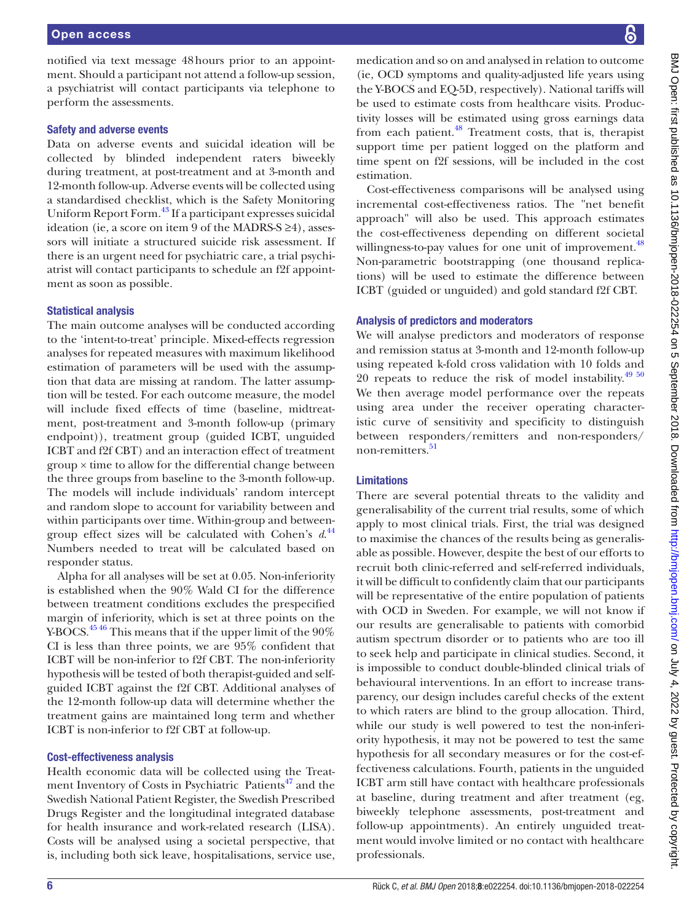notified via text message 48 hours prior to an appointment. Should a participant not attend a follow-up session, a psychiatrist will contact participants via telephone to perform the assessments.

### Safety and adverse events

Data on adverse events and suicidal ideation will be collected by blinded independent raters biweekly during treatment, at post-treatment and at 3-month and 12-month follow-up. Adverse events will be collected using a standardised checklist, which is the Safety Monitoring Uniform Report Form.[43] If a participant expresses suicidal ideation (ie, a score on item 9 of the MADRS-S ≥4), assessors will initiate a structured suicide risk assessment. If there is an urgent need for psychiatric care, a trial psychiatrist will contact participants to schedule an f2f appointment as soon as possible.

### Statistical analysis

The main outcome analyses will be conducted according to the 'intent-to-treat' principle. Mixed-effects regression analyses for repeated measures with maximum likelihood estimation of parameters will be used with the assumption that data are missing at random. The latter assumption will be tested. For each outcome measure, the model will include fixed effects of time (baseline, midtreatment, post-treatment and 3-month follow-up (primary endpoint)), treatment group (guided ICBT, unguided ICBT and f2f CBT) and an interaction effect of treatment group × time to allow for the differential change between the three groups from baseline to the 3-month follow-up. The models will include individuals' random intercept and random slope to account for variability between and within participants over time. Within-group and between-group effect sizes will be calculated with Cohen's *d*.[44] Numbers needed to treat will be calculated based on responder status.

Alpha for all analyses will be set at 0.05. Non-inferiority is established when the 90% Wald CI for the difference between treatment conditions excludes the prespecified margin of inferiority, which is set at three points on the Y-BOCS.[45,46] This means that if the upper limit of the 90% CI is less than three points, we are 95% confident that ICBT will be non-inferior to f2f CBT. The non-inferiority hypothesis will be tested of both therapist-guided and self-guided ICBT against the f2f CBT. Additional analyses of the 12-month follow-up data will determine whether the treatment gains are maintained long term and whether ICBT is non-inferior to f2f CBT at follow-up.

### Cost-effectiveness analysis

Health economic data will be collected using the Treatment Inventory of Costs in Psychiatric Patients[47] and the Swedish National Patient Register, the Swedish Prescribed Drugs Register and the longitudinal integrated database for health insurance and work-related research (LISA). Costs will be analysed using a societal perspective, that is, including both sick leave, hospitalisations, service use, medication and so on and analysed in relation to outcome (ie, OCD symptoms and quality-adjusted life years using the Y-BOCS and EQ-5D, respectively). National tariffs will be used to estimate costs from healthcare visits. Productivity losses will be estimated using gross earnings data from each patient.[48] Treatment costs, that is, therapist support time per patient logged on the platform and time spent on f2f sessions, will be included in the cost estimation.

Cost-effectiveness comparisons will be analysed using incremental cost-effectiveness ratios. The "net benefit approach" will also be used. This approach estimates the cost-effectiveness depending on different societal willingness-to-pay values for one unit of improvement.[48] Non-parametric bootstrapping (one thousand replications) will be used to estimate the difference between ICBT (guided or unguided) and gold standard f2f CBT.

### Analysis of predictors and moderators

We will analyse predictors and moderators of response and remission status at 3-month and 12-month follow-up using repeated k-fold cross validation with 10 folds and 20 repeats to reduce the risk of model instability.[49,50] We then average model performance over the repeats using area under the receiver operating characteristic curve of sensitivity and specificity to distinguish between responders/remitters and non-responders/non-remitters.[51]

### Limitations

There are several potential threats to the validity and generalisability of the current trial results, some of which apply to most clinical trials. First, the trial was designed to maximise the chances of the results being as generalisable as possible. However, despite the best of our efforts to recruit both clinic-referred and self-referred individuals, it will be difficult to confidently claim that our participants will be representative of the entire population of patients with OCD in Sweden. For example, we will not know if our results are generalisable to patients with comorbid autism spectrum disorder or to patients who are too ill to seek help and participate in clinical studies. Second, it is impossible to conduct double-blinded clinical trials of behavioural interventions. In an effort to increase transparency, our design includes careful checks of the extent to which raters are blind to the group allocation. Third, while our study is well powered to test the non-inferiority hypothesis, it may not be powered to test the same hypothesis for all secondary measures or for the cost-effectiveness calculations. Fourth, patients in the unguided ICBT arm still have contact with healthcare professionals at baseline, during treatment and after treatment (eg, biweekly telephone assessments, post-treatment and follow-up appointments). An entirely unguided treatment would involve limited or no contact with healthcare professionals.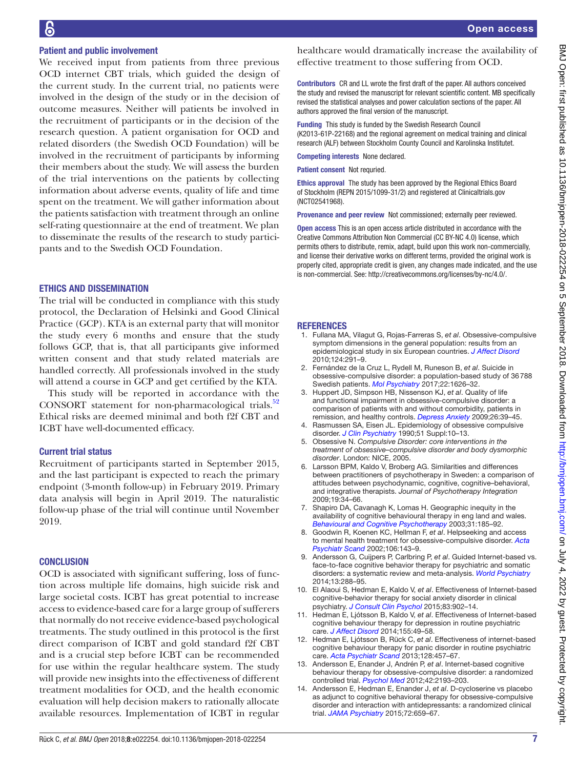### Patient and public involvement

We received input from patients from three previous OCD internet CBT trials, which guided the design of the current study. In the current trial, no patients were involved in the design of the study or in the decision of outcome measures. Neither will patients be involved in the recruitment of participants or in the decision of the research question. A patient organisation for OCD and related disorders (the Swedish OCD Foundation) will be involved in the recruitment of participants by informing their members about the study. We will assess the burden of the trial interventions on the patients by collecting information about adverse events, quality of life and time spent on the treatment. We will gather information about the patients satisfaction with treatment through an online self-rating questionnaire at the end of treatment. We plan to disseminate the results of the research to study participants and to the Swedish OCD Foundation.

## ETHICS AND DISSEMINATION

The trial will be conducted in compliance with this study protocol, the Declaration of Helsinki and Good Clinical Practice (GCP). KTA is an external party that will monitor the study every 6 months and ensure that the study follows GCP, that is, that all participants give informed written consent and that study related materials are handled correctly. All professionals involved in the study will attend a course in GCP and get certified by the KTA.

This study will be reported in accordance with the CONSORT statement for non-pharmacological trials.[52] Ethical risks are deemed minimal and both f2f CBT and ICBT have well-documented efficacy.

### Current trial status

Recruitment of participants started in September 2015, and the last participant is expected to reach the primary endpoint (3-month follow-up) in February 2019. Primary data analysis will begin in April 2019. The naturalistic follow-up phase of the trial will continue until November 2019.

## CONCLUSION

OCD is associated with significant suffering, loss of function across multiple life domains, high suicide risk and large societal costs. ICBT has great potential to increase access to evidence-based care for a large group of sufferers that normally do not receive evidence-based psychological treatments. The study outlined in this protocol is the first direct comparison of ICBT and gold standard f2f CBT and is a crucial step before ICBT can be recommended for use within the regular healthcare system. The study will provide new insights into the effectiveness of different treatment modalities for OCD, and the health economic evaluation will help decision makers to rationally allocate available resources. Implementation of ICBT in regular healthcare would dramatically increase the availability of effective treatment to those suffering from OCD.

**Contributors** CR and LL wrote the first draft of the paper. All authors conceived the study and revised the manuscript for relevant scientific content. MB specifically revised the statistical analyses and power calculation sections of the paper. All authors approved the final version of the manuscript.

**Funding** This study is funded by the Swedish Research Council (K2013-61P-22168) and the regional agreement on medical training and clinical research (ALF) between Stockholm County Council and Karolinska Institutet.

**Competing interests** None declared.

**Patient consent** Not requried.

**Ethics approval** The study has been approved by the Regional Ethics Board of Stockholm (REPN 2015/1099-31/2) and registered at Clinicaltrials.gov (NCT02541968).

**Provenance and peer review** Not commissioned; externally peer reviewed.

**Open access** This is an open access article distributed in accordance with the Creative Commons Attribution Non Commercial (CC BY-NC 4.0) license, which permits others to distribute, remix, adapt, build upon this work non-commercially, and license their derivative works on different terms, provided the original work is properly cited, appropriate credit is given, any changes made indicated, and the use is non-commercial. See: http://creativecommons.org/licenses/by-nc/4.0/.

## REFERENCES

1. Fullana MA, Vilagut G, Rojas-Farreras S, *et al*. Obsessive-compulsive symptom dimensions in the general population: results from an epidemiological study in six European countries. *J Affect Disord* 2010;124:291–9.
2. Fernández de la Cruz L, Rydell M, Runeson B, *et al*. Suicide in obsessive-compulsive disorder: a population-based study of 36788 Swedish patients. *Mol Psychiatry* 2017;22:1626–32.
3. Huppert JD, Simpson HB, Nissenson KJ, *et al*. Quality of life and functional impairment in obsessive-compulsive disorder: a comparison of patients with and without comorbidity, patients in remission, and healthy controls. *Depress Anxiety* 2009;26:39–45.
4. Rasmussen SA, Eisen JL. Epidemiology of obsessive compulsive disorder. *J Clin Psychiatry* 1990;51 Suppl:10–13.
5. Obsessive N. *Compulsive Disorder: core interventions in the treatment of obsessive–compulsive disorder and body dysmorphic disorder*. London: NICE, 2005.
6. Larsson BPM, Kaldo V, Broberg AG. Similarities and differences between practitioners of psychotherapy in Sweden: a comparison of attitudes between psychodynamic, cognitive, cognitive–behavioral, and integrative therapists. *Journal of Psychotherapy Integration* 2009;19:34–66.
7. Shapiro DA, Cavanagh K, Lomas H. Geographic inequity in the availability of cognitive behavioural therapy in eng land and wales. *Behavioural and Cognitive Psychotherapy* 2003;31:185–92.
8. Goodwin R, Koenen KC, Hellman F, *et al*. Helpseeking and access to mental health treatment for obsessive-compulsive disorder. *Acta Psychiatr Scand* 2002;106:143–9.
9. Andersson G, Cuijpers P, Carlbring P, *et al*. Guided Internet-based vs. face-to-face cognitive behavior therapy for psychiatric and somatic disorders: a systematic review and meta-analysis. *World Psychiatry* 2014;13:288–95.
10. El Alaoui S, Hedman E, Kaldo V, *et al*. Effectiveness of Internet-based cognitive-behavior therapy for social anxiety disorder in clinical psychiatry. *J Consult Clin Psychol* 2015;83:902–14.
11. Hedman E, Ljótsson B, Kaldo V, *et al*. Effectiveness of Internet-based cognitive behaviour therapy for depression in routine psychiatric care. *J Affect Disord* 2014;155:49–58.
12. Hedman E, Ljótsson B, Rück C, *et al*. Effectiveness of internet-based cognitive behaviour therapy for panic disorder in routine psychiatric care. *Acta Psychiatr Scand* 2013;128:457–67.
13. Andersson E, Enander J, Andrén P, *et al*. Internet-based cognitive behaviour therapy for obsessive-compulsive disorder: a randomized controlled trial. *Psychol Med* 2012;42:2193–203.
14. Andersson E, Hedman E, Enander J, *et al*. D-cycloserine vs placebo as adjunct to cognitive behavioral therapy for obsessive-compulsive disorder and interaction with antidepressants: a randomized clinical trial. *JAMA Psychiatry* 2015;72:659–67.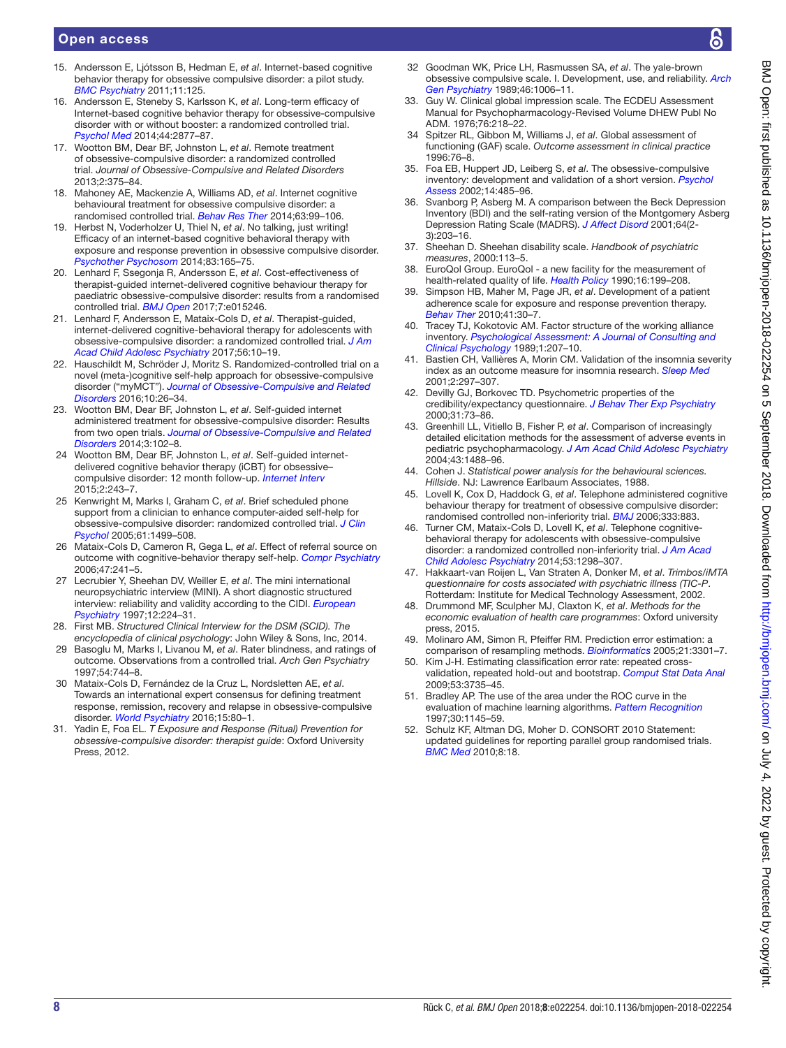15. Andersson E, Ljótsson B, Hedman E, *et al*. Internet-based cognitive behavior therapy for obsessive compulsive disorder: a pilot study. *BMC Psychiatry* 2011;11:125.
16. Andersson E, Steneby S, Karlsson K, *et al*. Long-term efficacy of Internet-based cognitive behavior therapy for obsessive-compulsive disorder with or without booster: a randomized controlled trial. *Psychol Med* 2014;44:2877–87.
17. Wootton BM, Dear BF, Johnston L, *et al*. Remote treatment of obsessive-compulsive disorder: a randomized controlled trial. *Journal of Obsessive-Compulsive and Related Disorders* 2013;2:375–84.
18. Mahoney AE, Mackenzie A, Williams AD, *et al*. Internet cognitive behavioural treatment for obsessive compulsive disorder: a randomised controlled trial. *Behav Res Ther* 2014;63:99–106.
19. Herbst N, Voderholzer U, Thiel N, *et al*. No talking, just writing! Efficacy of an internet-based cognitive behavioral therapy with exposure and response prevention in obsessive compulsive disorder. *Psychother Psychosom* 2014;83:165–75.
20. Lenhard F, Ssegonja R, Andersson E, *et al*. Cost-effectiveness of therapist-guided internet-delivered cognitive behaviour therapy for paediatric obsessive-compulsive disorder: results from a randomised controlled trial. *BMJ Open* 2017;7:e015246.
21. Lenhard F, Andersson E, Mataix-Cols D, *et al*. Therapist-guided, internet-delivered cognitive-behavioral therapy for adolescents with obsessive-compulsive disorder: a randomized controlled trial. *J Am Acad Child Adolesc Psychiatry* 2017;56:10–19.
22. Hauschildt M, Schröder J, Moritz S. Randomized-controlled trial on a novel (meta-)cognitive self-help approach for obsessive-compulsive disorder ("myMCT"). *Journal of Obsessive-Compulsive and Related Disorders* 2016;10:26–34.
23. Wootton BM, Dear BF, Johnston L, *et al*. Self-guided internet administered treatment for obsessive-compulsive disorder: Results from two open trials. *Journal of Obsessive-Compulsive and Related Disorders* 2014;3:102–8.
24. Wootton BM, Dear BF, Johnston L, *et al*. Self-guided internet-delivered cognitive behavior therapy (iCBT) for obsessive–compulsive disorder: 12 month follow-up. *Internet Interv* 2015;2:243–7.
25. Kenwright M, Marks I, Graham C, *et al*. Brief scheduled phone support from a clinician to enhance computer-aided self-help for obsessive-compulsive disorder: randomized controlled trial. *J Clin Psychol* 2005;61:1499–508.
26. Mataix-Cols D, Cameron R, Gega L, *et al*. Effect of referral source on outcome with cognitive-behavior therapy self-help. *Compr Psychiatry* 2006;47:241–5.
27. Lecrubier Y, Sheehan DV, Weiller E, *et al*. The mini international neuropsychiatric interview (MINI). A short diagnostic structured interview: reliability and validity according to the CIDI. *European Psychiatry* 1997;12:224–31.
28. First MB. *Structured Clinical Interview for the DSM (SCID). The encyclopedia of clinical psychology*: John Wiley & Sons, Inc, 2014.
29. Basoglu M, Marks I, Livanou M, *et al*. Rater blindness, and ratings of outcome. Observations from a controlled trial. *Arch Gen Psychiatry* 1997;54:744–8.
30. Mataix-Cols D, Fernández de la Cruz L, Nordsletten AE, *et al*. Towards an international expert consensus for defining treatment response, remission, recovery and relapse in obsessive-compulsive disorder. *World Psychiatry* 2016;15:80–1.
31. Yadin E, Foa EL. *T Exposure and Response (Ritual) Prevention for obsessive-compulsive disorder: therapist guide*: Oxford University Press, 2012.
32. Goodman WK, Price LH, Rasmussen SA, *et al*. The yale-brown obsessive compulsive scale. I. Development, use, and reliability. *Arch Gen Psychiatry* 1989;46:1006–11.
33. Guy W. Clinical global impression scale. The ECDEU Assessment Manual for Psychopharmacology-Revised Volume DHEW Publ No ADM. 1976;76:218–22.
34. Spitzer RL, Gibbon M, Williams J, *et al*. Global assessment of functioning (GAF) scale. *Outcome assessment in clinical practice* 1996:76–8.
35. Foa EB, Huppert JD, Leiberg S, *et al*. The obsessive-compulsive inventory: development and validation of a short version. *Psychol Assess* 2002;14:485–96.
36. Svanborg P, Asberg M. A comparison between the Beck Depression Inventory (BDI) and the self-rating version of the Montgomery Asberg Depression Rating Scale (MADRS). *J Affect Disord* 2001;64(2-3):203–16.
37. Sheehan D. Sheehan disability scale. *Handbook of psychiatric measures*, 2000:113–5.
38. EuroQol Group. EuroQol - a new facility for the measurement of health-related quality of life. *Health Policy* 1990;16:199–208.
39. Simpson HB, Maher M, Page JR, *et al*. Development of a patient adherence scale for exposure and response prevention therapy. *Behav Ther* 2010;41:30–7.
40. Tracey TJ, Kokotovic AM. Factor structure of the working alliance inventory. *Psychological Assessment: A Journal of Consulting and Clinical Psychology* 1989;1:207–10.
41. Bastien CH, Vallières A, Morin CM. Validation of the insomnia severity index as an outcome measure for insomnia research. *Sleep Med* 2001;2:297–307.
42. Devilly GJ, Borkovec TD. Psychometric properties of the credibility/expectancy questionnaire. *J Behav Ther Exp Psychiatry* 2000;31:73–86.
43. Greenhill LL, Vitiello B, Fisher P, *et al*. Comparison of increasingly detailed elicitation methods for the assessment of adverse events in pediatric psychopharmacology. *J Am Acad Child Adolesc Psychiatry* 2004;43:1488–96.
44. Cohen J. *Statistical power analysis for the behavioural sciences. Hillside*. NJ: Lawrence Earlbaum Associates, 1988.
45. Lovell K, Cox D, Haddock G, *et al*. Telephone administered cognitive behaviour therapy for treatment of obsessive compulsive disorder: randomised controlled non-inferiority trial. *BMJ* 2006;333:883.
46. Turner CM, Mataix-Cols D, Lovell K, *et al*. Telephone cognitive-behavioral therapy for adolescents with obsessive-compulsive disorder: a randomized controlled non-inferiority trial. *J Am Acad Child Adolesc Psychiatry* 2014;53:1298–307.
47. Hakkaart-van Roijen L, Van Straten A, Donker M, *et al*. *Trimbos/iMTA questionnaire for costs associated with psychiatric illness (TIC-P*. Rotterdam: Institute for Medical Technology Assessment, 2002.
48. Drummond MF, Sculpher MJ, Claxton K, *et al*. *Methods for the economic evaluation of health care programmes*: Oxford university press, 2015.
49. Molinaro AM, Simon R, Pfeiffer RM. Prediction error estimation: a comparison of resampling methods. *Bioinformatics* 2005;21:3301–7.
50. Kim J-H. Estimating classification error rate: repeated cross-validation, repeated hold-out and bootstrap. *Comput Stat Data Anal* 2009;53:3735–45.
51. Bradley AP. The use of the area under the ROC curve in the evaluation of machine learning algorithms. *Pattern Recognition* 1997;30:1145–59.
52. Schulz KF, Altman DG, Moher D. CONSORT 2010 Statement: updated guidelines for reporting parallel group randomised trials. *BMC Med* 2010;8:18.